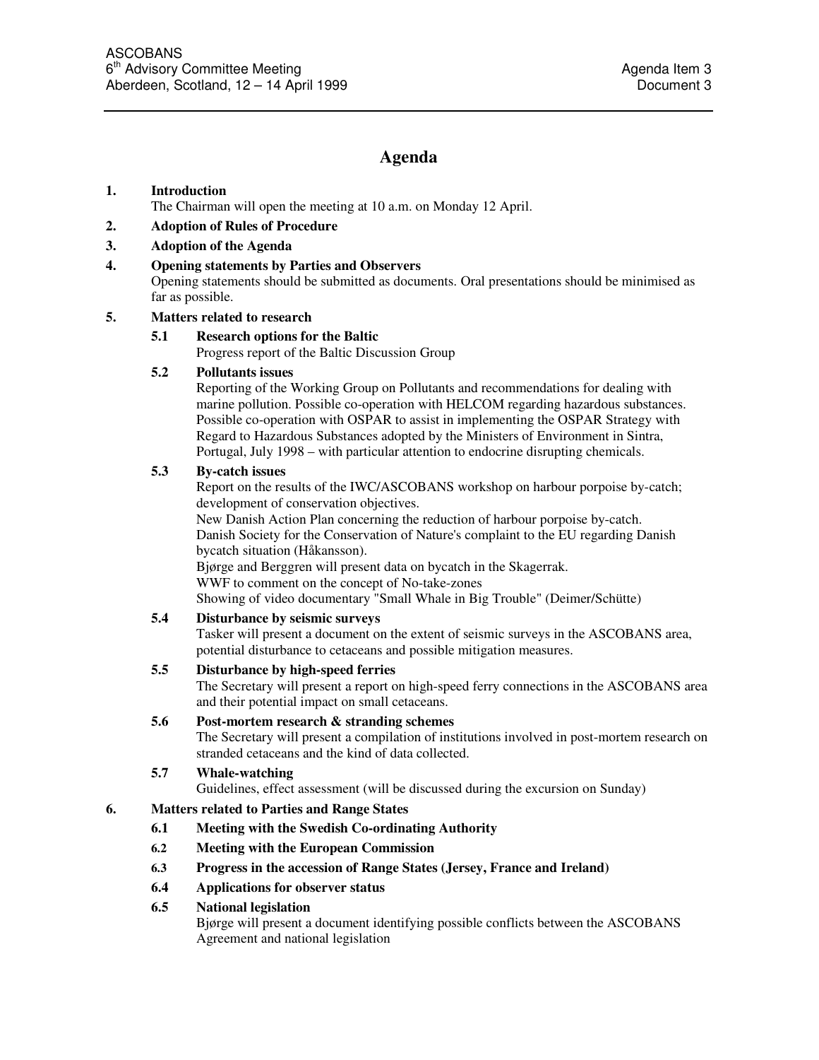ASCOBANS
6th Advisory Committee Meeting
Aberdeen, Scotland, 12 – 14 April 1999

Agenda Item 3
Document 3

# Agenda

**1. Introduction**
The Chairman will open the meeting at 10 a.m. on Monday 12 April.

**2. Adoption of Rules of Procedure**

**3. Adoption of the Agenda**

**4. Opening statements by Parties and Observers**
Opening statements should be submitted as documents. Oral presentations should be minimised as far as possible.

**5. Matters related to research**

**5.1 Research options for the Baltic**
Progress report of the Baltic Discussion Group

**5.2 Pollutants issues**
Reporting of the Working Group on Pollutants and recommendations for dealing with marine pollution. Possible co-operation with HELCOM regarding hazardous substances. Possible co-operation with OSPAR to assist in implementing the OSPAR Strategy with Regard to Hazardous Substances adopted by the Ministers of Environment in Sintra, Portugal, July 1998 – with particular attention to endocrine disrupting chemicals.

**5.3 By-catch issues**
Report on the results of the IWC/ASCOBANS workshop on harbour porpoise by-catch; development of conservation objectives.
New Danish Action Plan concerning the reduction of harbour porpoise by-catch.
Danish Society for the Conservation of Nature's complaint to the EU regarding Danish bycatch situation (Håkansson).
Bjørge and Berggren will present data on bycatch in the Skagerrak.
WWF to comment on the concept of No-take-zones
Showing of video documentary "Small Whale in Big Trouble" (Deimer/Schütte)

**5.4 Disturbance by seismic surveys**
Tasker will present a document on the extent of seismic surveys in the ASCOBANS area, potential disturbance to cetaceans and possible mitigation measures.

**5.5 Disturbance by high-speed ferries**
The Secretary will present a report on high-speed ferry connections in the ASCOBANS area and their potential impact on small cetaceans.

**5.6 Post-mortem research & stranding schemes**
The Secretary will present a compilation of institutions involved in post-mortem research on stranded cetaceans and the kind of data collected.

**5.7 Whale-watching**
Guidelines, effect assessment (will be discussed during the excursion on Sunday)

**6. Matters related to Parties and Range States**

**6.1 Meeting with the Swedish Co-ordinating Authority**

**6.2 Meeting with the European Commission**

**6.3 Progress in the accession of Range States (Jersey, France and Ireland)**

**6.4 Applications for observer status**

**6.5 National legislation**
Bjørge will present a document identifying possible conflicts between the ASCOBANS Agreement and national legislation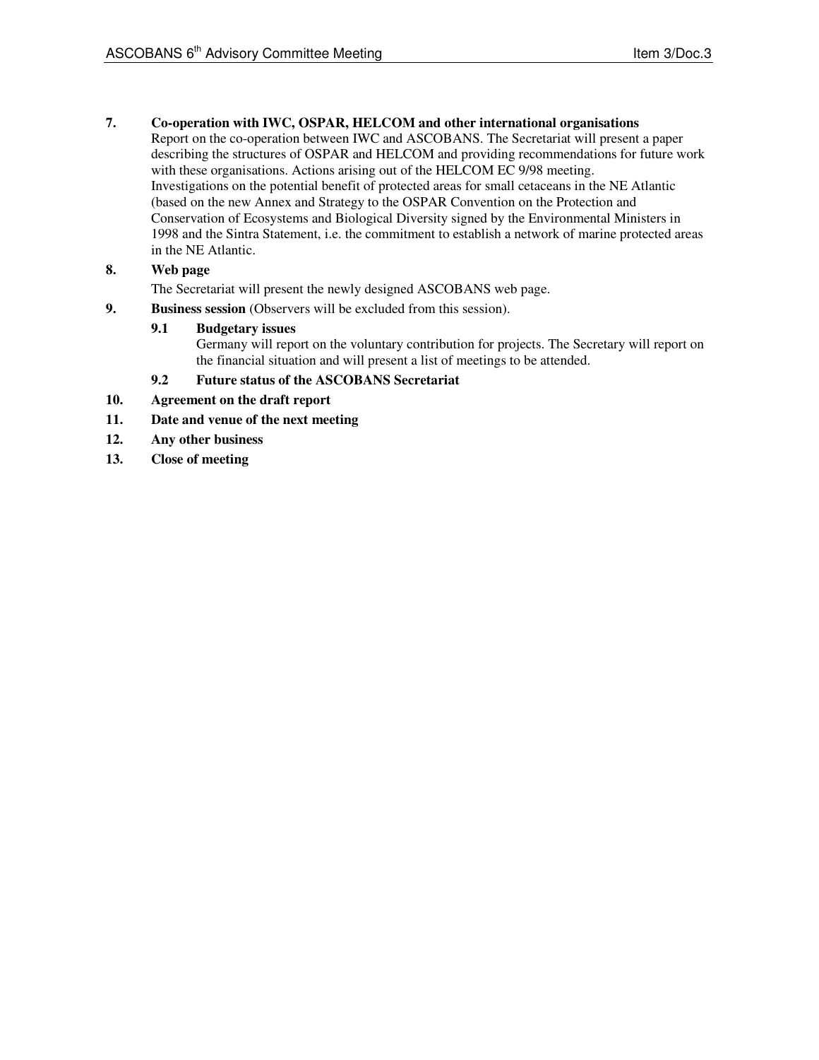**7. Co-operation with IWC, OSPAR, HELCOM and other international organisations**

Report on the co-operation between IWC and ASCOBANS. The Secretariat will present a paper describing the structures of OSPAR and HELCOM and providing recommendations for future work with these organisations. Actions arising out of the HELCOM EC 9/98 meeting.
Investigations on the potential benefit of protected areas for small cetaceans in the NE Atlantic (based on the new Annex and Strategy to the OSPAR Convention on the Protection and Conservation of Ecosystems and Biological Diversity signed by the Environmental Ministers in 1998 and the Sintra Statement, i.e. the commitment to establish a network of marine protected areas in the NE Atlantic.

**8. Web page**

The Secretariat will present the newly designed ASCOBANS web page.

**9. Business session** (Observers will be excluded from this session).

**9.1 Budgetary issues**

Germany will report on the voluntary contribution for projects. The Secretary will report on the financial situation and will present a list of meetings to be attended.

**9.2 Future status of the ASCOBANS Secretariat**

**10. Agreement on the draft report**

**11. Date and venue of the next meeting**

**12. Any other business**

**13. Close of meeting**